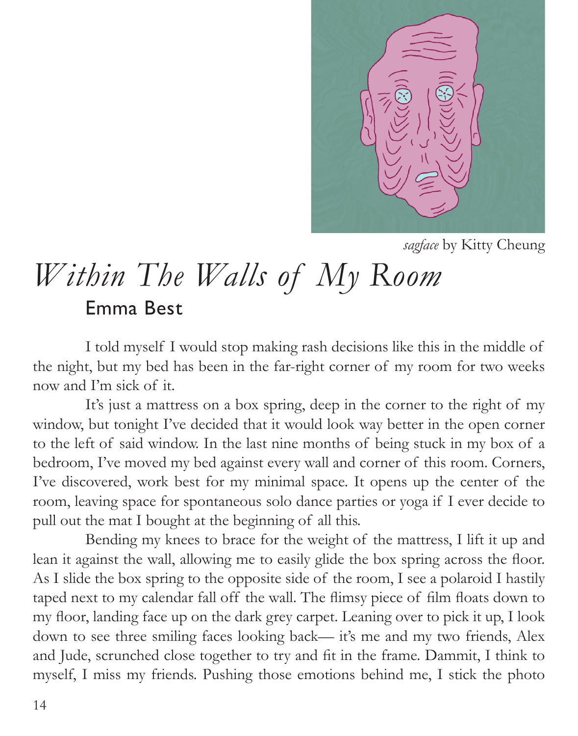*sagface* by Kitty Cheung

# *Within The Walls of My Room*

## Emma Best

I told myself I would stop making rash decisions like this in the middle of the night, but my bed has been in the far-right corner of my room for two weeks now and I'm sick of it.

It's just a mattress on a box spring, deep in the corner to the right of my window, but tonight I've decided that it would look way better in the open corner to the left of said window. In the last nine months of being stuck in my box of a bedroom, I've moved my bed against every wall and corner of this room. Corners, I've discovered, work best for my minimal space. It opens up the center of the room, leaving space for spontaneous solo dance parties or yoga if I ever decide to pull out the mat I bought at the beginning of all this.

Bending my knees to brace for the weight of the mattress, I lift it up and lean it against the wall, allowing me to easily glide the box spring across the floor. As I slide the box spring to the opposite side of the room, I see a polaroid I hastily taped next to my calendar fall off the wall. The flimsy piece of film floats down to my floor, landing face up on the dark grey carpet. Leaning over to pick it up, I look down to see three smiling faces looking back— it's me and my two friends, Alex and Jude, scrunched close together to try and fit in the frame. Dammit, I think to myself, I miss my friends. Pushing those emotions behind me, I stick the photo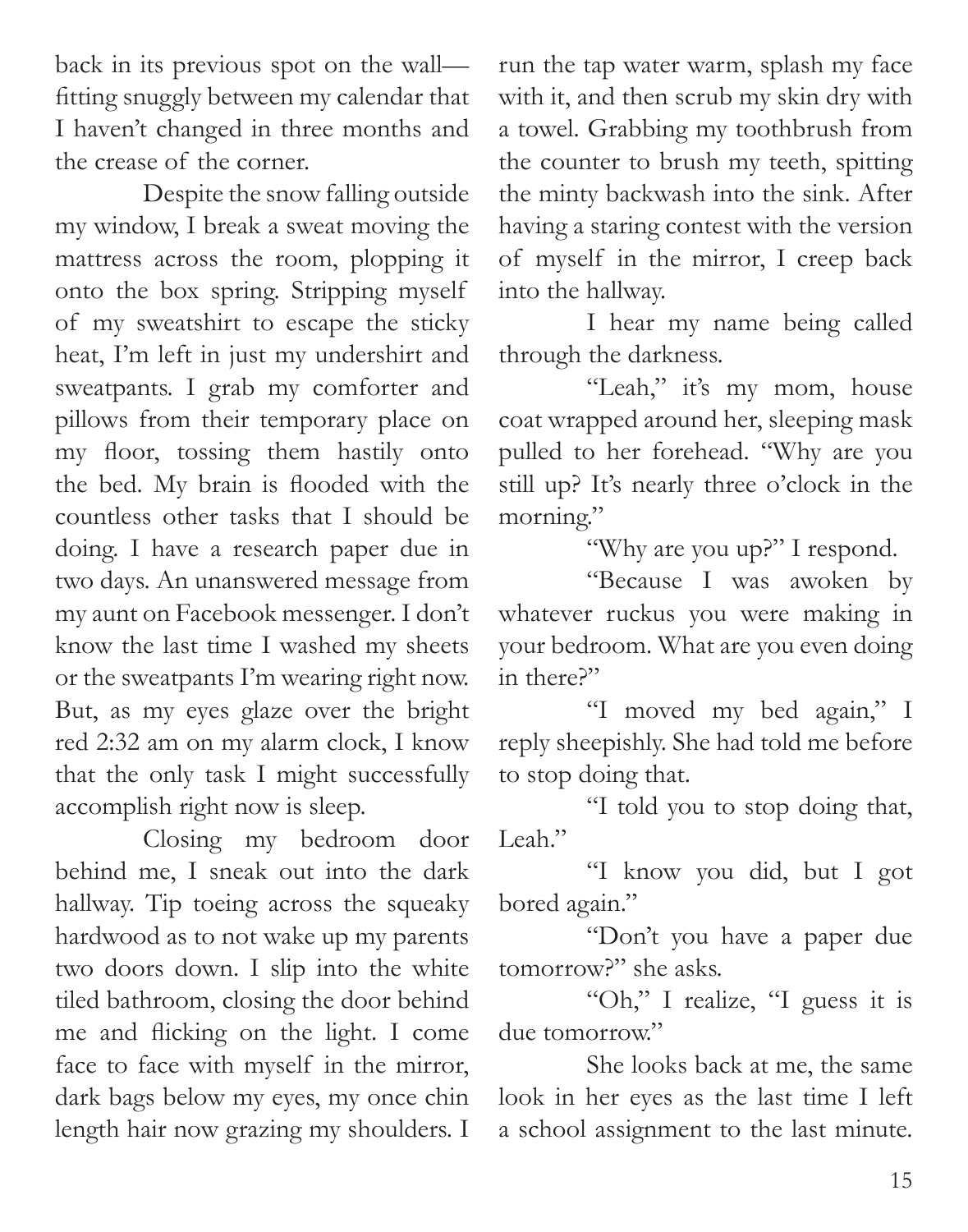back in its previous spot on the wall—fitting snuggly between my calendar that I haven't changed in three months and the crease of the corner.

Despite the snow falling outside my window, I break a sweat moving the mattress across the room, plopping it onto the box spring. Stripping myself of my sweatshirt to escape the sticky heat, I'm left in just my undershirt and sweatpants. I grab my comforter and pillows from their temporary place on my floor, tossing them hastily onto the bed. My brain is flooded with the countless other tasks that I should be doing. I have a research paper due in two days. An unanswered message from my aunt on Facebook messenger. I don't know the last time I washed my sheets or the sweatpants I'm wearing right now. But, as my eyes glaze over the bright red 2:32 am on my alarm clock, I know that the only task I might successfully accomplish right now is sleep.

Closing my bedroom door behind me, I sneak out into the dark hallway. Tip toeing across the squeaky hardwood as to not wake up my parents two doors down. I slip into the white tiled bathroom, closing the door behind me and flicking on the light. I come face to face with myself in the mirror, dark bags below my eyes, my once chin length hair now grazing my shoulders. I run the tap water warm, splash my face with it, and then scrub my skin dry with a towel. Grabbing my toothbrush from the counter to brush my teeth, spitting the minty backwash into the sink. After having a staring contest with the version of myself in the mirror, I creep back into the hallway.

I hear my name being called through the darkness.

"Leah," it's my mom, house coat wrapped around her, sleeping mask pulled to her forehead. "Why are you still up? It's nearly three o'clock in the morning."

"Why are you up?" I respond.

"Because I was awoken by whatever ruckus you were making in your bedroom. What are you even doing in there?"

"I moved my bed again," I reply sheepishly. She had told me before to stop doing that.

"I told you to stop doing that, Leah."

"I know you did, but I got bored again."

"Don't you have a paper due tomorrow?" she asks.

"Oh," I realize, "I guess it is due tomorrow."

She looks back at me, the same look in her eyes as the last time I left a school assignment to the last minute.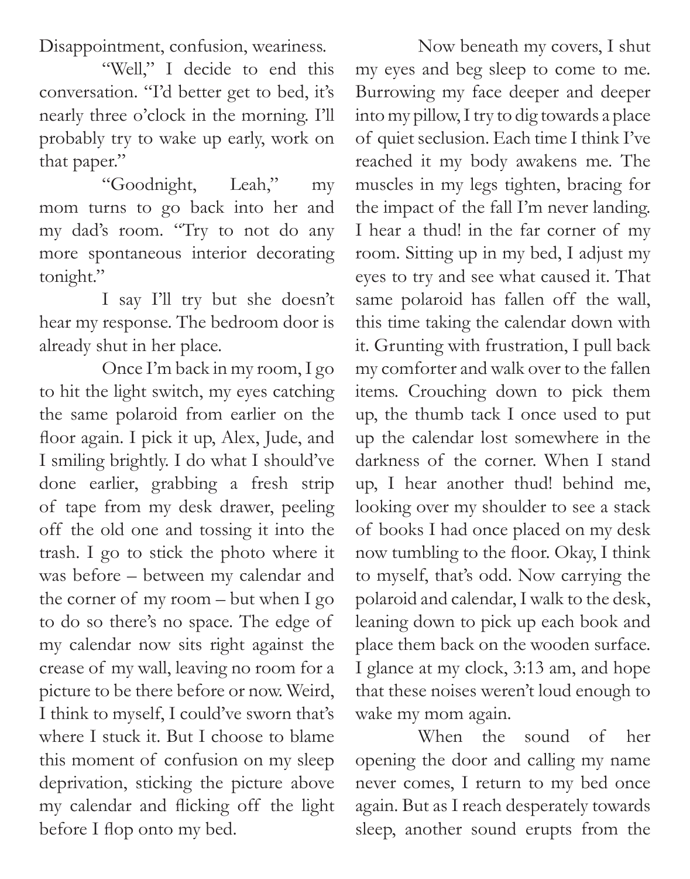Disappointment, confusion, weariness.

"Well," I decide to end this conversation. "I'd better get to bed, it's nearly three o'clock in the morning. I'll probably try to wake up early, work on that paper."

"Goodnight, Leah," my mom turns to go back into her and my dad's room. "Try to not do any more spontaneous interior decorating tonight."

I say I'll try but she doesn't hear my response. The bedroom door is already shut in her place.

Once I'm back in my room, I go to hit the light switch, my eyes catching the same polaroid from earlier on the floor again. I pick it up, Alex, Jude, and I smiling brightly. I do what I should've done earlier, grabbing a fresh strip of tape from my desk drawer, peeling off the old one and tossing it into the trash. I go to stick the photo where it was before – between my calendar and the corner of my room – but when I go to do so there's no space. The edge of my calendar now sits right against the crease of my wall, leaving no room for a picture to be there before or now. Weird, I think to myself, I could've sworn that's where I stuck it. But I choose to blame this moment of confusion on my sleep deprivation, sticking the picture above my calendar and flicking off the light before I flop onto my bed.

Now beneath my covers, I shut my eyes and beg sleep to come to me. Burrowing my face deeper and deeper into my pillow, I try to dig towards a place of quiet seclusion. Each time I think I've reached it my body awakens me. The muscles in my legs tighten, bracing for the impact of the fall I'm never landing. I hear a thud! in the far corner of my room. Sitting up in my bed, I adjust my eyes to try and see what caused it. That same polaroid has fallen off the wall, this time taking the calendar down with it. Grunting with frustration, I pull back my comforter and walk over to the fallen items. Crouching down to pick them up, the thumb tack I once used to put up the calendar lost somewhere in the darkness of the corner. When I stand up, I hear another thud! behind me, looking over my shoulder to see a stack of books I had once placed on my desk now tumbling to the floor. Okay, I think to myself, that's odd. Now carrying the polaroid and calendar, I walk to the desk, leaning down to pick up each book and place them back on the wooden surface. I glance at my clock, 3:13 am, and hope that these noises weren't loud enough to wake my mom again.

When the sound of her opening the door and calling my name never comes, I return to my bed once again. But as I reach desperately towards sleep, another sound erupts from the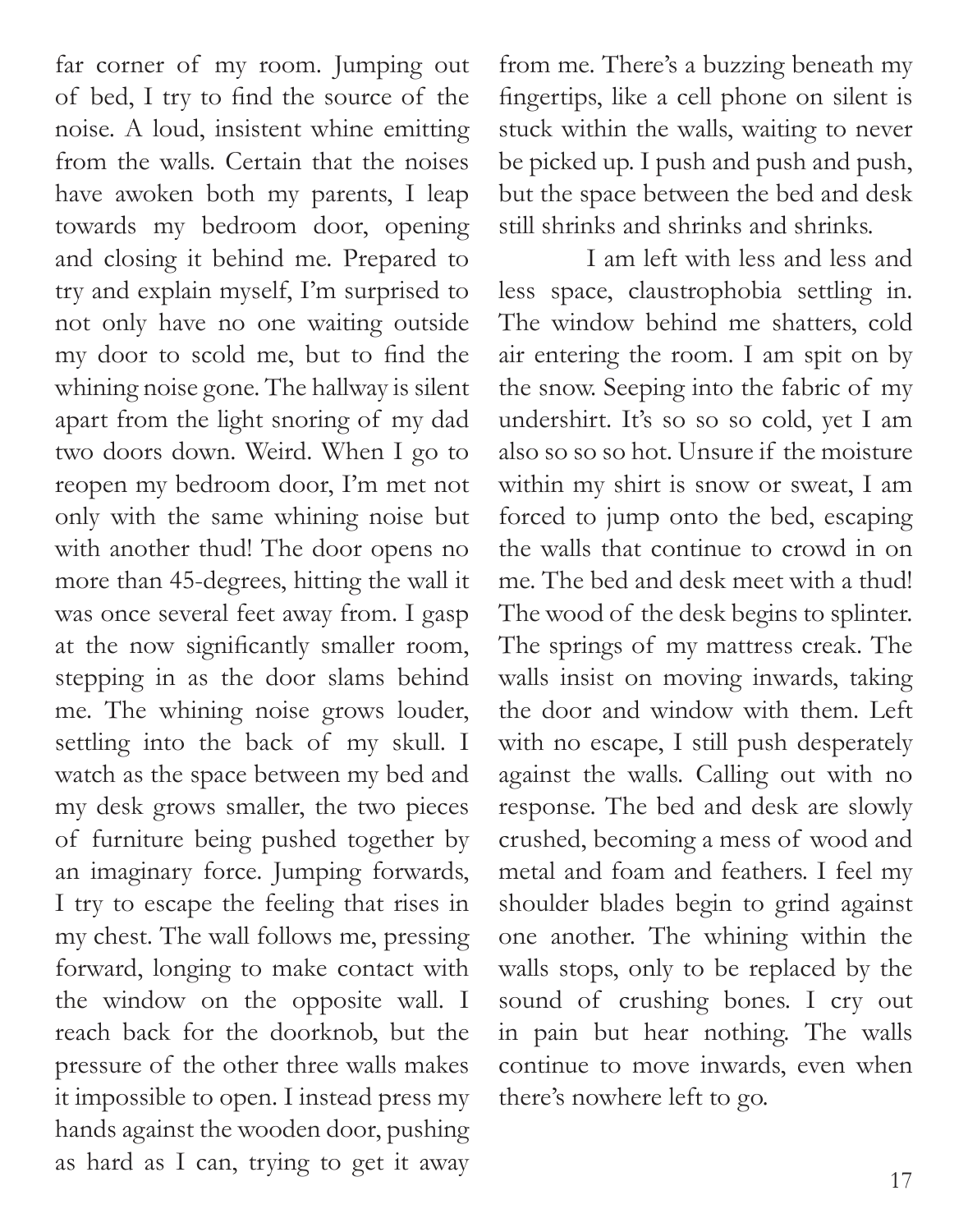far corner of my room. Jumping out of bed, I try to find the source of the noise. A loud, insistent whine emitting from the walls. Certain that the noises have awoken both my parents, I leap towards my bedroom door, opening and closing it behind me. Prepared to try and explain myself, I'm surprised to not only have no one waiting outside my door to scold me, but to find the whining noise gone. The hallway is silent apart from the light snoring of my dad two doors down. Weird. When I go to reopen my bedroom door, I'm met not only with the same whining noise but with another thud! The door opens no more than 45-degrees, hitting the wall it was once several feet away from. I gasp at the now significantly smaller room, stepping in as the door slams behind me. The whining noise grows louder, settling into the back of my skull. I watch as the space between my bed and my desk grows smaller, the two pieces of furniture being pushed together by an imaginary force. Jumping forwards, I try to escape the feeling that rises in my chest. The wall follows me, pressing forward, longing to make contact with the window on the opposite wall. I reach back for the doorknob, but the pressure of the other three walls makes it impossible to open. I instead press my hands against the wooden door, pushing as hard as I can, trying to get it away from me. There's a buzzing beneath my fingertips, like a cell phone on silent is stuck within the walls, waiting to never be picked up. I push and push and push, but the space between the bed and desk still shrinks and shrinks and shrinks.

I am left with less and less and less space, claustrophobia settling in. The window behind me shatters, cold air entering the room. I am spit on by the snow. Seeping into the fabric of my undershirt. It's so so so cold, yet I am also so so so hot. Unsure if the moisture within my shirt is snow or sweat, I am forced to jump onto the bed, escaping the walls that continue to crowd in on me. The bed and desk meet with a thud! The wood of the desk begins to splinter. The springs of my mattress creak. The walls insist on moving inwards, taking the door and window with them. Left with no escape, I still push desperately against the walls. Calling out with no response. The bed and desk are slowly crushed, becoming a mess of wood and metal and foam and feathers. I feel my shoulder blades begin to grind against one another. The whining within the walls stops, only to be replaced by the sound of crushing bones. I cry out in pain but hear nothing. The walls continue to move inwards, even when there's nowhere left to go.